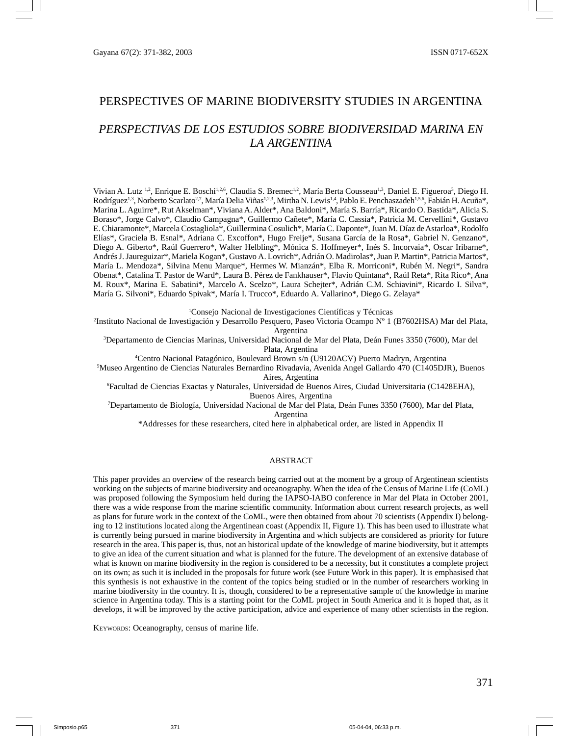# PERSPECTIVES OF MARINE BIODIVERSITY STUDIES IN ARGENTINA

## *PERSPECTIVAS DE LOS ESTUDIOS SOBRE BIODIVERSIDAD MARINA EN LA ARGENTINA*

Vivian A. Lutz [1,2], Enrique E. Boschi[1,2,6], Claudia S. Bremec[1,2], María Berta Cousseau[1,3], Daniel E. Figueroa[3], Diego H. Rodríguez[1,3], Norberto Scarlato[2,7], María Delia Viñas[1,2,3], Mirtha N. Lewis[1,4], Pablo E. Penchaszadeh[1,5,6], Fabián H. Acuña*, Marina L. Aguirre*, Rut Akselman*, Viviana A. Alder*, Ana Baldoni*, María S. Barría*, Ricardo O. Bastida*, Alicia S. Boraso*, Jorge Calvo*, Claudio Campagna*, Guillermo Cañete*, María C. Cassia*, Patricia M. Cervellini*, Gustavo E. Chiaramonte*, Marcela Costagliola*, Guillermina Cosulich*, María C. Daponte*, Juan M. Díaz de Astarloa*, Rodolfo Elías*, Graciela B. Esnal*, Adriana C. Excoffon*, Hugo Freije*, Susana García de la Rosa*, Gabriel N. Genzano*, Diego A. Giberto*, Raúl Guerrero*, Walter Helbling*, Mónica S. Hoffmeyer*, Inés S. Incorvaia*, Oscar Iribarne*, Andrés J. Jaureguizar*, Mariela Kogan*, Gustavo A. Lovrich*, Adrián O. Madirolas*, Juan P. Martin*, Patricia Martos*, María L. Mendoza*, Silvina Menu Marque*, Hermes W. Mianzán*, Elba R. Morriconi*, Rubén M. Negri*, Sandra Obenat*, Catalina T. Pastor de Ward*, Laura B. Pérez de Fankhauser*, Flavio Quintana*, Raúl Reta*, Rita Rico*, Ana M. Roux*, Marina E. Sabatini*, Marcelo A. Scelzo*, Laura Schejter*, Adrián C.M. Schiavini*, Ricardo I. Silva*, María G. Silvoni*, Eduardo Spivak*, María I. Trucco*, Eduardo A. Vallarino*, Diego G. Zelaya*

[1]Consejo Nacional de Investigaciones Científicas y Técnicas
[2]Instituto Nacional de Investigación y Desarrollo Pesquero, Paseo Victoria Ocampo Nº 1 (B7602HSA) Mar del Plata, Argentina
[3]Departamento de Ciencias Marinas, Universidad Nacional de Mar del Plata, Deán Funes 3350 (7600), Mar del Plata, Argentina
[4]Centro Nacional Patagónico, Boulevard Brown s/n (U9120ACV) Puerto Madryn, Argentina
[5]Museo Argentino de Ciencias Naturales Bernardino Rivadavia, Avenida Angel Gallardo 470 (C1405DJR), Buenos Aires, Argentina
[6]Facultad de Ciencias Exactas y Naturales, Universidad de Buenos Aires, Ciudad Universitaria (C1428EHA), Buenos Aires, Argentina
[7]Departamento de Biología, Universidad Nacional de Mar del Plata, Deán Funes 3350 (7600), Mar del Plata, Argentina
*Addresses for these researchers, cited here in alphabetical order, are listed in Appendix II

### ABSTRACT

This paper provides an overview of the research being carried out at the moment by a group of Argentinean scientists working on the subjects of marine biodiversity and oceanography. When the idea of the Census of Marine Life (CoML) was proposed following the Symposium held during the IAPSO-IABO conference in Mar del Plata in October 2001, there was a wide response from the marine scientific community. Information about current research projects, as well as plans for future work in the context of the CoML, were then obtained from about 70 scientists (Appendix I) belonging to 12 institutions located along the Argentinean coast (Appendix II, Figure 1). This has been used to illustrate what is currently being pursued in marine biodiversity in Argentina and which subjects are considered as priority for future research in the area. This paper is, thus, not an historical update of the knowledge of marine biodiversity, but it attempts to give an idea of the current situation and what is planned for the future. The development of an extensive database of what is known on marine biodiversity in the region is considered to be a necessity, but it constitutes a complete project on its own; as such it is included in the proposals for future work (see Future Work in this paper). It is emphasised that this synthesis is not exhaustive in the content of the topics being studied or in the number of researchers working in marine biodiversity in the country. It is, though, considered to be a representative sample of the knowledge in marine science in Argentina today. This is a starting point for the CoML project in South America and it is hoped that, as it develops, it will be improved by the active participation, advice and experience of many other scientists in the region.

KEYWORDS: Oceanography, census of marine life.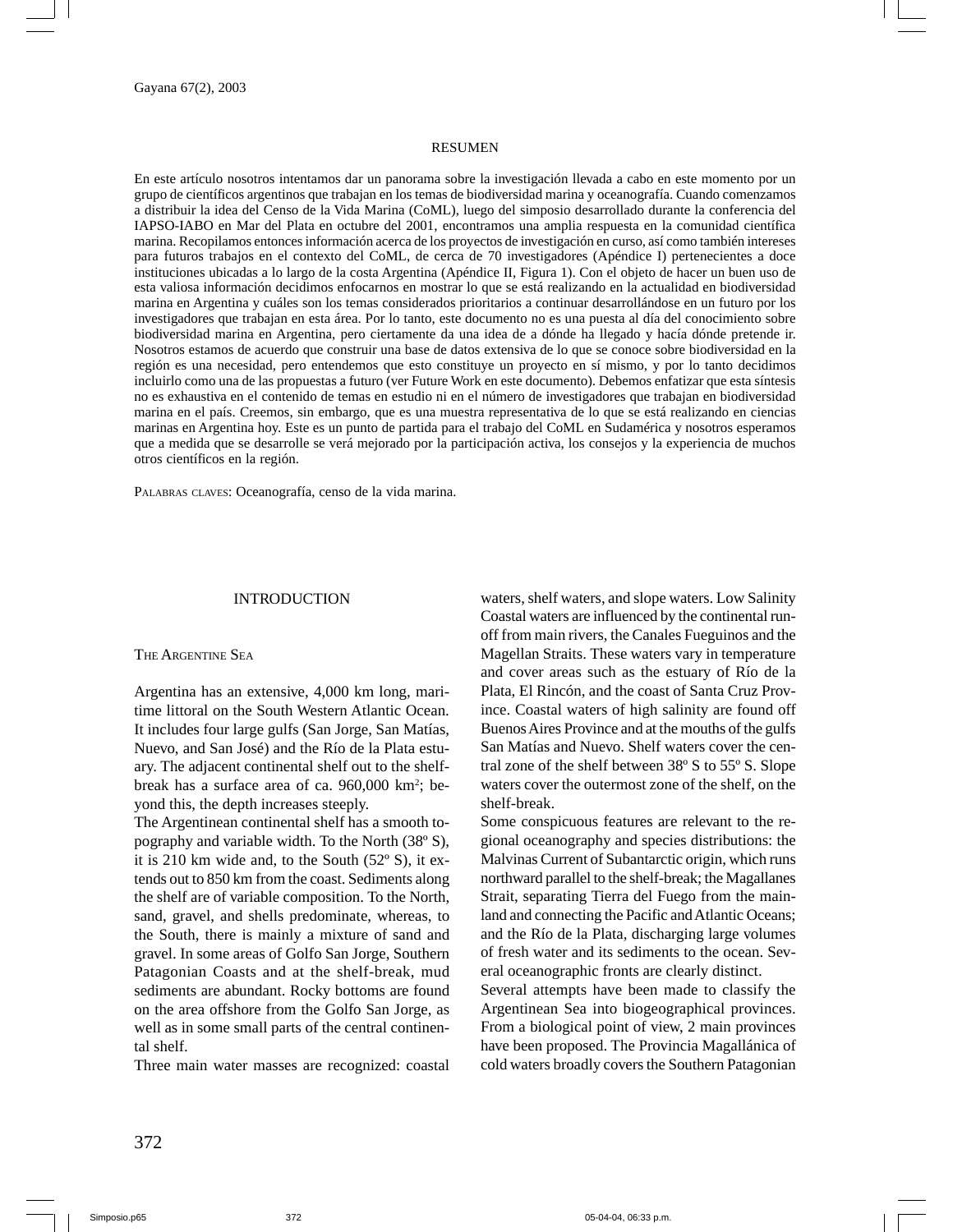## RESUMEN

En este artículo nosotros intentamos dar un panorama sobre la investigación llevada a cabo en este momento por un grupo de científicos argentinos que trabajan en los temas de biodiversidad marina y oceanografía. Cuando comenzamos a distribuir la idea del Censo de la Vida Marina (CoML), luego del simposio desarrollado durante la conferencia del IAPSO-IABO en Mar del Plata en octubre del 2001, encontramos una amplia respuesta en la comunidad científica marina. Recopilamos entonces información acerca de los proyectos de investigación en curso, así como también intereses para futuros trabajos en el contexto del CoML, de cerca de 70 investigadores (Apéndice I) pertenecientes a doce instituciones ubicadas a lo largo de la costa Argentina (Apéndice II, Figura 1). Con el objeto de hacer un buen uso de esta valiosa información decidimos enfocarnos en mostrar lo que se está realizando en la actualidad en biodiversidad marina en Argentina y cuáles son los temas considerados prioritarios a continuar desarrollándose en un futuro por los investigadores que trabajan en esta área. Por lo tanto, este documento no es una puesta al día del conocimiento sobre biodiversidad marina en Argentina, pero ciertamente da una idea de a dónde ha llegado y hacía dónde pretende ir. Nosotros estamos de acuerdo que construir una base de datos extensiva de lo que se conoce sobre biodiversidad en la región es una necesidad, pero entendemos que esto constituye un proyecto en sí mismo, y por lo tanto decidimos incluirlo como una de las propuestas a futuro (ver Future Work en este documento). Debemos enfatizar que esta síntesis no es exhaustiva en el contenido de temas en estudio ni en el número de investigadores que trabajan en biodiversidad marina en el país. Creemos, sin embargo, que es una muestra representativa de lo que se está realizando en ciencias marinas en Argentina hoy. Este es un punto de partida para el trabajo del CoML en Sudamérica y nosotros esperamos que a medida que se desarrolle se verá mejorado por la participación activa, los consejos y la experiencia de muchos otros científicos en la región.

Palabras claves: Oceanografía, censo de la vida marina.

## INTRODUCTION

### The Argentine Sea

Argentina has an extensive, 4,000 km long, maritime littoral on the South Western Atlantic Ocean. It includes four large gulfs (San Jorge, San Matías, Nuevo, and San José) and the Río de la Plata estuary. The adjacent continental shelf out to the shelf-break has a surface area of ca. 960,000 km$^2$; beyond this, the depth increases steeply.

The Argentinean continental shelf has a smooth topography and variable width. To the North (38º S), it is 210 km wide and, to the South (52º S), it extends out to 850 km from the coast. Sediments along the shelf are of variable composition. To the North, sand, gravel, and shells predominate, whereas, to the South, there is mainly a mixture of sand and gravel. In some areas of Golfo San Jorge, Southern Patagonian Coasts and at the shelf-break, mud sediments are abundant. Rocky bottoms are found on the area offshore from the Golfo San Jorge, as well as in some small parts of the central continental shelf.

Three main water masses are recognized: coastal waters, shelf waters, and slope waters. Low Salinity Coastal waters are influenced by the continental run-off from main rivers, the Canales Fueguinos and the Magellan Straits. These waters vary in temperature and cover areas such as the estuary of Río de la Plata, El Rincón, and the coast of Santa Cruz Province. Coastal waters of high salinity are found off Buenos Aires Province and at the mouths of the gulfs San Matías and Nuevo. Shelf waters cover the central zone of the shelf between 38º S to 55º S. Slope waters cover the outermost zone of the shelf, on the shelf-break.

Some conspicuous features are relevant to the regional oceanography and species distributions: the Malvinas Current of Subantarctic origin, which runs northward parallel to the shelf-break; the Magallanes Strait, separating Tierra del Fuego from the mainland and connecting the Pacific and Atlantic Oceans; and the Río de la Plata, discharging large volumes of fresh water and its sediments to the ocean. Several oceanographic fronts are clearly distinct.

Several attempts have been made to classify the Argentinean Sea into biogeographical provinces. From a biological point of view, 2 main provinces have been proposed. The Provincia Magallánica of cold waters broadly covers the Southern Patagonian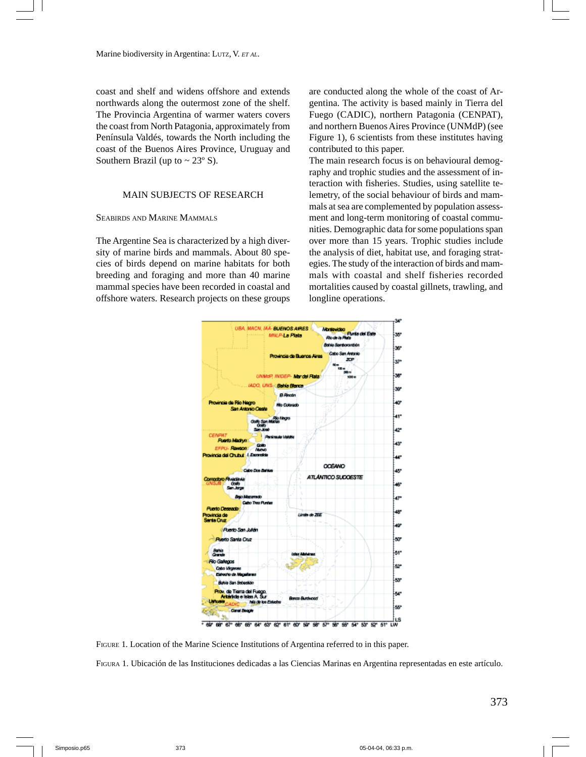coast and shelf and widens offshore and extends northwards along the outermost zone of the shelf. The Provincia Argentina of warmer waters covers the coast from North Patagonia, approximately from Península Valdés, towards the North including the coast of the Buenos Aires Province, Uruguay and Southern Brazil (up to ~ 23º S).

## MAIN SUBJECTS OF RESEARCH

### Seabirds and Marine Mammals

The Argentine Sea is characterized by a high diversity of marine birds and mammals. About 80 species of birds depend on marine habitats for both breeding and foraging and more than 40 marine mammal species have been recorded in coastal and offshore waters. Research projects on these groups are conducted along the whole of the coast of Argentina. The activity is based mainly in Tierra del Fuego (CADIC), northern Patagonia (CENPAT), and northern Buenos Aires Province (UNMdP) (see Figure 1), 6 scientists from these institutes having contributed to this paper.

The main research focus is on behavioural demography and trophic studies and the assessment of interaction with fisheries. Studies, using satellite telemetry, of the social behaviour of birds and mammals at sea are complemented by population assessment and long-term monitoring of coastal communities. Demographic data for some populations span over more than 15 years. Trophic studies include the analysis of diet, habitat use, and foraging strategies. The study of the interaction of birds and mammals with coastal and shelf fisheries recorded mortalities caused by coastal gillnets, trawling, and longline operations.

FIGURE 1. Location of the Marine Science Institutions of Argentina referred to in this paper.

FIGURA 1. Ubicación de las Instituciones dedicadas a las Ciencias Marinas en Argentina representadas en este artículo.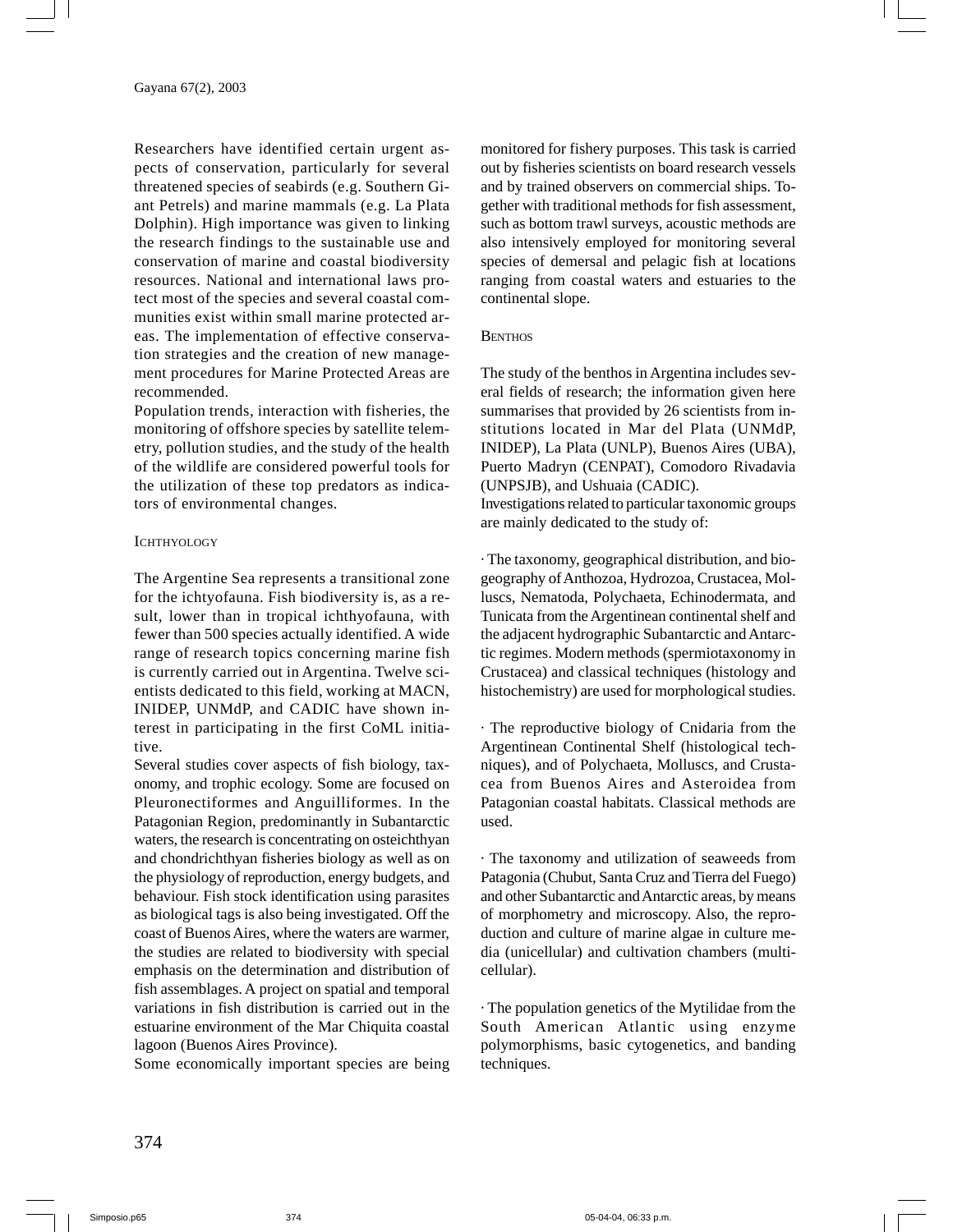Researchers have identified certain urgent aspects of conservation, particularly for several threatened species of seabirds (e.g. Southern Giant Petrels) and marine mammals (e.g. La Plata Dolphin). High importance was given to linking the research findings to the sustainable use and conservation of marine and coastal biodiversity resources. National and international laws protect most of the species and several coastal communities exist within small marine protected areas. The implementation of effective conservation strategies and the creation of new management procedures for Marine Protected Areas are recommended.

Population trends, interaction with fisheries, the monitoring of offshore species by satellite telemetry, pollution studies, and the study of the health of the wildlife are considered powerful tools for the utilization of these top predators as indicators of environmental changes.

### Ichthyology

The Argentine Sea represents a transitional zone for the ichtyofauna. Fish biodiversity is, as a result, lower than in tropical ichthyofauna, with fewer than 500 species actually identified. A wide range of research topics concerning marine fish is currently carried out in Argentina. Twelve scientists dedicated to this field, working at MACN, INIDEP, UNMdP, and CADIC have shown interest in participating in the first CoML initiative.

Several studies cover aspects of fish biology, taxonomy, and trophic ecology. Some are focused on Pleuronectiformes and Anguilliformes. In the Patagonian Region, predominantly in Subantarctic waters, the research is concentrating on osteichthyan and chondrichthyan fisheries biology as well as on the physiology of reproduction, energy budgets, and behaviour. Fish stock identification using parasites as biological tags is also being investigated. Off the coast of Buenos Aires, where the waters are warmer, the studies are related to biodiversity with special emphasis on the determination and distribution of fish assemblages. A project on spatial and temporal variations in fish distribution is carried out in the estuarine environment of the Mar Chiquita coastal lagoon (Buenos Aires Province).

Some economically important species are being monitored for fishery purposes. This task is carried out by fisheries scientists on board research vessels and by trained observers on commercial ships. Together with traditional methods for fish assessment, such as bottom trawl surveys, acoustic methods are also intensively employed for monitoring several species of demersal and pelagic fish at locations ranging from coastal waters and estuaries to the continental slope.

### Benthos

The study of the benthos in Argentina includes several fields of research; the information given here summarises that provided by 26 scientists from institutions located in Mar del Plata (UNMdP, INIDEP), La Plata (UNLP), Buenos Aires (UBA), Puerto Madryn (CENPAT), Comodoro Rivadavia (UNPSJB), and Ushuaia (CADIC).

Investigations related to particular taxonomic groups are mainly dedicated to the study of:

· The taxonomy, geographical distribution, and biogeography of Anthozoa, Hydrozoa, Crustacea, Molluscs, Nematoda, Polychaeta, Echinodermata, and Tunicata from the Argentinean continental shelf and the adjacent hydrographic Subantarctic and Antarctic regimes. Modern methods (spermiotaxonomy in Crustacea) and classical techniques (histology and histochemistry) are used for morphological studies.

· The reproductive biology of Cnidaria from the Argentinean Continental Shelf (histological techniques), and of Polychaeta, Molluscs, and Crustacea from Buenos Aires and Asteroidea from Patagonian coastal habitats. Classical methods are used.

· The taxonomy and utilization of seaweeds from Patagonia (Chubut, Santa Cruz and Tierra del Fuego) and other Subantarctic and Antarctic areas, by means of morphometry and microscopy. Also, the reproduction and culture of marine algae in culture media (unicellular) and cultivation chambers (multicellular).

· The population genetics of the Mytilidae from the South American Atlantic using enzyme polymorphisms, basic cytogenetics, and banding techniques.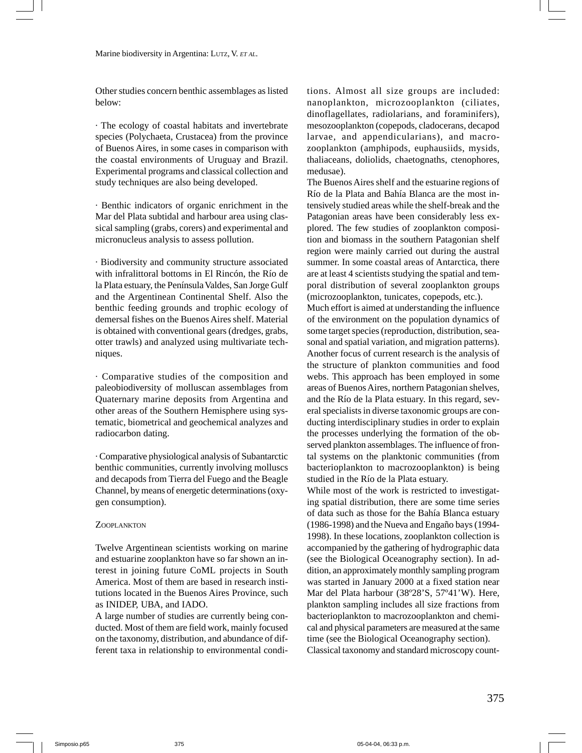Other studies concern benthic assemblages as listed below:

· The ecology of coastal habitats and invertebrate species (Polychaeta, Crustacea) from the province of Buenos Aires, in some cases in comparison with the coastal environments of Uruguay and Brazil. Experimental programs and classical collection and study techniques are also being developed.

· Benthic indicators of organic enrichment in the Mar del Plata subtidal and harbour area using classical sampling (grabs, corers) and experimental and micronucleus analysis to assess pollution.

· Biodiversity and community structure associated with infralittoral bottoms in El Rincón, the Río de la Plata estuary, the Península Valdes, San Jorge Gulf and the Argentinean Continental Shelf. Also the benthic feeding grounds and trophic ecology of demersal fishes on the Buenos Aires shelf. Material is obtained with conventional gears (dredges, grabs, otter trawls) and analyzed using multivariate techniques.

· Comparative studies of the composition and paleobiodiversity of molluscan assemblages from Quaternary marine deposits from Argentina and other areas of the Southern Hemisphere using systematic, biometrical and geochemical analyzes and radiocarbon dating.

· Comparative physiological analysis of Subantarctic benthic communities, currently involving molluscs and decapods from Tierra del Fuego and the Beagle Channel, by means of energetic determinations (oxygen consumption).

### Zooplankton

Twelve Argentinean scientists working on marine and estuarine zooplankton have so far shown an interest in joining future CoML projects in South America. Most of them are based in research institutions located in the Buenos Aires Province, such as INIDEP, UBA, and IADO.

A large number of studies are currently being conducted. Most of them are field work, mainly focused on the taxonomy, distribution, and abundance of different taxa in relationship to environmental conditions. Almost all size groups are included: nanoplankton, microzooplankton (ciliates, dinoflagellates, radiolarians, and foraminifers), mesozooplankton (copepods, cladocerans, decapod larvae, and appendicularians), and macrozooplankton (amphipods, euphausiids, mysids, thaliaceans, doliolids, chaetognaths, ctenophores, medusae).

The Buenos Aires shelf and the estuarine regions of Río de la Plata and Bahía Blanca are the most intensively studied areas while the shelf-break and the Patagonian areas have been considerably less explored. The few studies of zooplankton composition and biomass in the southern Patagonian shelf region were mainly carried out during the austral summer. In some coastal areas of Antarctica, there are at least 4 scientists studying the spatial and temporal distribution of several zooplankton groups (microzooplankton, tunicates, copepods, etc.).

Much effort is aimed at understanding the influence of the environment on the population dynamics of some target species (reproduction, distribution, seasonal and spatial variation, and migration patterns). Another focus of current research is the analysis of the structure of plankton communities and food webs. This approach has been employed in some areas of Buenos Aires, northern Patagonian shelves, and the Río de la Plata estuary. In this regard, several specialists in diverse taxonomic groups are conducting interdisciplinary studies in order to explain the processes underlying the formation of the observed plankton assemblages. The influence of frontal systems on the planktonic communities (from bacterioplankton to macrozooplankton) is being studied in the Río de la Plata estuary.

While most of the work is restricted to investigating spatial distribution, there are some time series of data such as those for the Bahía Blanca estuary (1986-1998) and the Nueva and Engaño bays (1994-1998). In these locations, zooplankton collection is accompanied by the gathering of hydrographic data (see the Biological Oceanography section). In addition, an approximately monthly sampling program was started in January 2000 at a fixed station near Mar del Plata harbour (38º28'S, 57º41'W). Here, plankton sampling includes all size fractions from bacterioplankton to macrozooplankton and chemical and physical parameters are measured at the same time (see the Biological Oceanography section).

Classical taxonomy and standard microscopy count-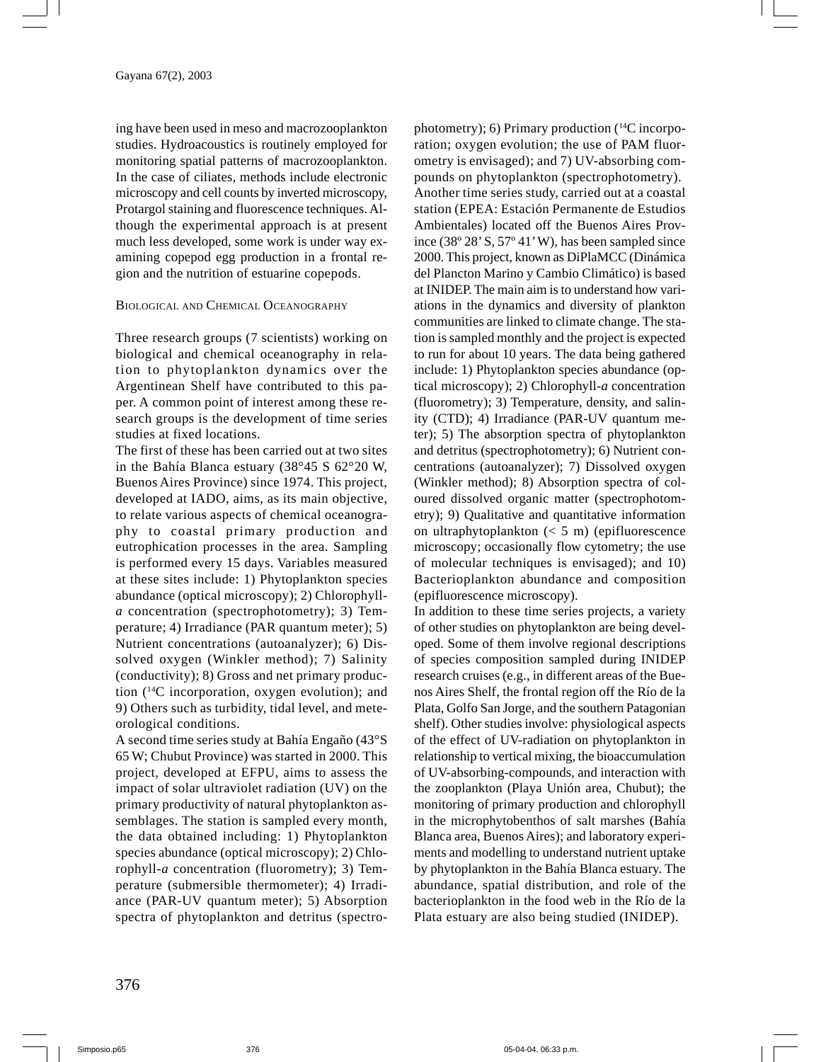ing have been used in meso and macrozooplankton studies. Hydroacoustics is routinely employed for monitoring spatial patterns of macrozooplankton. In the case of ciliates, methods include electronic microscopy and cell counts by inverted microscopy, Protargol staining and fluorescence techniques. Although the experimental approach is at present much less developed, some work is under way examining copepod egg production in a frontal region and the nutrition of estuarine copepods.

### Biological and Chemical Oceanography

Three research groups (7 scientists) working on biological and chemical oceanography in relation to phytoplankton dynamics over the Argentinean Shelf have contributed to this paper. A common point of interest among these research groups is the development of time series studies at fixed locations.

The first of these has been carried out at two sites in the Bahía Blanca estuary (38°45 S 62°20 W, Buenos Aires Province) since 1974. This project, developed at IADO, aims, as its main objective, to relate various aspects of chemical oceanography to coastal primary production and eutrophication processes in the area. Sampling is performed every 15 days. Variables measured at these sites include: 1) Phytoplankton species abundance (optical microscopy); 2) Chlorophyll-*a* concentration (spectrophotometry); 3) Temperature; 4) Irradiance (PAR quantum meter); 5) Nutrient concentrations (autoanalyzer); 6) Dissolved oxygen (Winkler method); 7) Salinity (conductivity); 8) Gross and net primary production ($^{14}C$ incorporation, oxygen evolution); and 9) Others such as turbidity, tidal level, and meteorological conditions.

A second time series study at Bahía Engaño (43°S 65 W; Chubut Province) was started in 2000. This project, developed at EFPU, aims to assess the impact of solar ultraviolet radiation (UV) on the primary productivity of natural phytoplankton assemblages. The station is sampled every month, the data obtained including: 1) Phytoplankton species abundance (optical microscopy); 2) Chlorophyll-*a* concentration (fluorometry); 3) Temperature (submersible thermometer); 4) Irradiance (PAR-UV quantum meter); 5) Absorption spectra of phytoplankton and detritus (spectrophotometry); 6) Primary production ($^{14}C$ incorporation; oxygen evolution; the use of PAM fluorometry is envisaged); and 7) UV-absorbing compounds on phytoplankton (spectrophotometry).

Another time series study, carried out at a coastal station (EPEA: Estación Permanente de Estudios Ambientales) located off the Buenos Aires Province (38º 28' S, 57º 41' W), has been sampled since 2000. This project, known as DiPlaMCC (Dinámica del Plancton Marino y Cambio Climático) is based at INIDEP. The main aim is to understand how variations in the dynamics and diversity of plankton communities are linked to climate change. The station is sampled monthly and the project is expected to run for about 10 years. The data being gathered include: 1) Phytoplankton species abundance (optical microscopy); 2) Chlorophyll-*a* concentration (fluorometry); 3) Temperature, density, and salinity (CTD); 4) Irradiance (PAR-UV quantum meter); 5) The absorption spectra of phytoplankton and detritus (spectrophotometry); 6) Nutrient concentrations (autoanalyzer); 7) Dissolved oxygen (Winkler method); 8) Absorption spectra of coloured dissolved organic matter (spectrophotometry); 9) Qualitative and quantitative information on ultraphytoplankton (< 5 m) (epifluorescence microscopy; occasionally flow cytometry; the use of molecular techniques is envisaged); and 10) Bacterioplankton abundance and composition (epifluorescence microscopy).

In addition to these time series projects, a variety of other studies on phytoplankton are being developed. Some of them involve regional descriptions of species composition sampled during INIDEP research cruises (e.g., in different areas of the Buenos Aires Shelf, the frontal region off the Río de la Plata, Golfo San Jorge, and the southern Patagonian shelf). Other studies involve: physiological aspects of the effect of UV-radiation on phytoplankton in relationship to vertical mixing, the bioaccumulation of UV-absorbing-compounds, and interaction with the zooplankton (Playa Unión area, Chubut); the monitoring of primary production and chlorophyll in the microphytobenthos of salt marshes (Bahía Blanca area, Buenos Aires); and laboratory experiments and modelling to understand nutrient uptake by phytoplankton in the Bahía Blanca estuary. The abundance, spatial distribution, and role of the bacterioplankton in the food web in the Río de la Plata estuary are also being studied (INIDEP).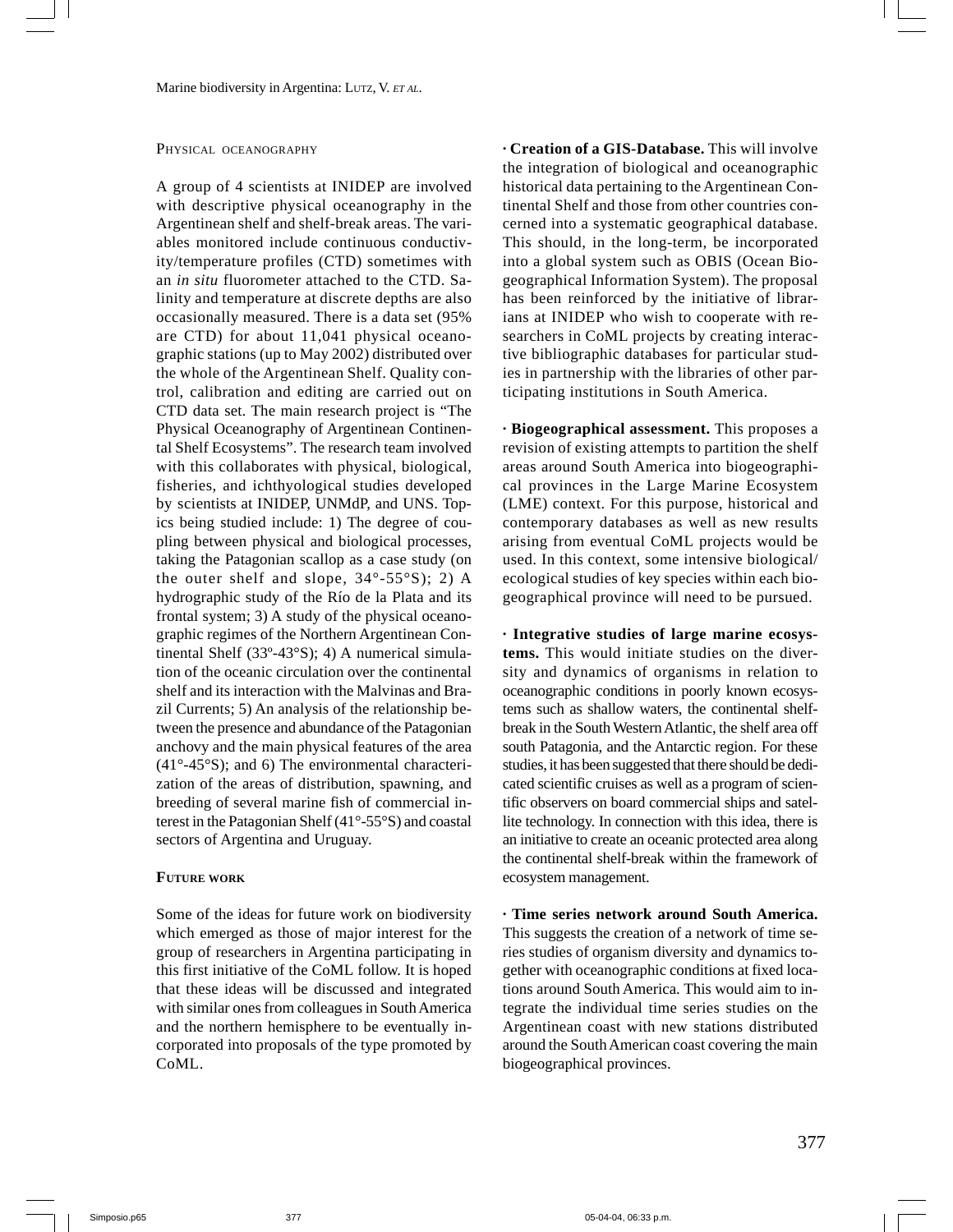## Physical oceanography

A group of 4 scientists at INIDEP are involved with descriptive physical oceanography in the Argentinean shelf and shelf-break areas. The variables monitored include continuous conductivity/temperature profiles (CTD) sometimes with an *in situ* fluorometer attached to the CTD. Salinity and temperature at discrete depths are also occasionally measured. There is a data set (95% are CTD) for about 11,041 physical oceanographic stations (up to May 2002) distributed over the whole of the Argentinean Shelf. Quality control, calibration and editing are carried out on CTD data set. The main research project is "The Physical Oceanography of Argentinean Continental Shelf Ecosystems". The research team involved with this collaborates with physical, biological, fisheries, and ichthyological studies developed by scientists at INIDEP, UNMdP, and UNS. Topics being studied include: 1) The degree of coupling between physical and biological processes, taking the Patagonian scallop as a case study (on the outer shelf and slope, 34°-55°S); 2) A hydrographic study of the Río de la Plata and its frontal system; 3) A study of the physical oceanographic regimes of the Northern Argentinean Continental Shelf (33º-43°S); 4) A numerical simulation of the oceanic circulation over the continental shelf and its interaction with the Malvinas and Brazil Currents; 5) An analysis of the relationship between the presence and abundance of the Patagonian anchovy and the main physical features of the area (41°-45°S); and 6) The environmental characterization of the areas of distribution, spawning, and breeding of several marine fish of commercial interest in the Patagonian Shelf (41°-55°S) and coastal sectors of Argentina and Uruguay.

## Future work

Some of the ideas for future work on biodiversity which emerged as those of major interest for the group of researchers in Argentina participating in this first initiative of the CoML follow. It is hoped that these ideas will be discussed and integrated with similar ones from colleagues in South America and the northern hemisphere to be eventually incorporated into proposals of the type promoted by CoML.

· **Creation of a GIS-Database.** This will involve the integration of biological and oceanographic historical data pertaining to the Argentinean Continental Shelf and those from other countries concerned into a systematic geographical database. This should, in the long-term, be incorporated into a global system such as OBIS (Ocean Biogeographical Information System). The proposal has been reinforced by the initiative of librarians at INIDEP who wish to cooperate with researchers in CoML projects by creating interactive bibliographic databases for particular studies in partnership with the libraries of other participating institutions in South America.

· **Biogeographical assessment.** This proposes a revision of existing attempts to partition the shelf areas around South America into biogeographical provinces in the Large Marine Ecosystem (LME) context. For this purpose, historical and contemporary databases as well as new results arising from eventual CoML projects would be used. In this context, some intensive biological/ecological studies of key species within each biogeographical province will need to be pursued.

· **Integrative studies of large marine ecosystems.** This would initiate studies on the diversity and dynamics of organisms in relation to oceanographic conditions in poorly known ecosystems such as shallow waters, the continental shelf-break in the South Western Atlantic, the shelf area off south Patagonia, and the Antarctic region. For these studies, it has been suggested that there should be dedicated scientific cruises as well as a program of scientific observers on board commercial ships and satellite technology. In connection with this idea, there is an initiative to create an oceanic protected area along the continental shelf-break within the framework of ecosystem management.

· **Time series network around South America.** This suggests the creation of a network of time series studies of organism diversity and dynamics together with oceanographic conditions at fixed locations around South America. This would aim to integrate the individual time series studies on the Argentinean coast with new stations distributed around the South American coast covering the main biogeographical provinces.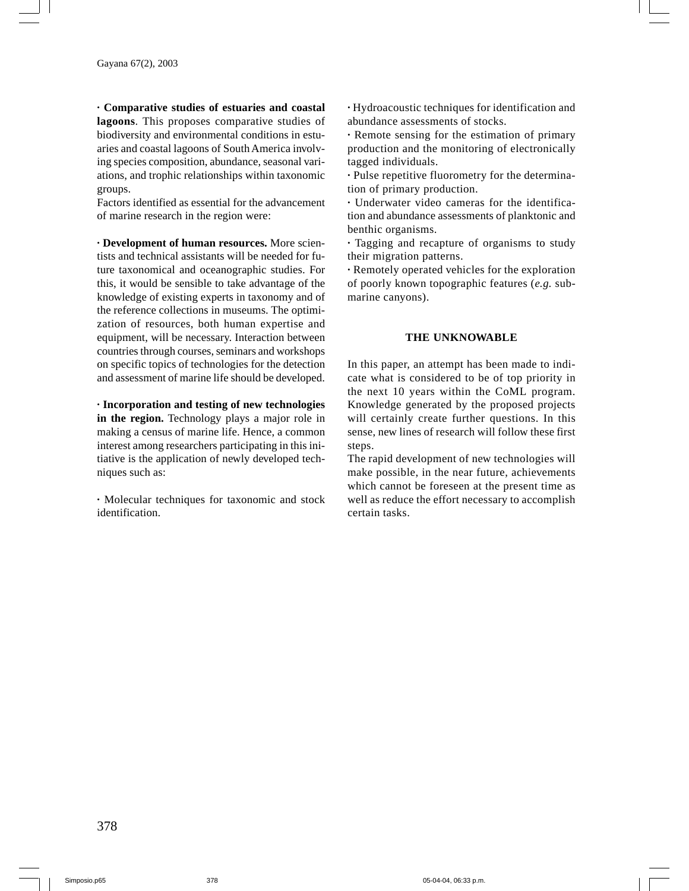· **Comparative studies of estuaries and coastal lagoons**. This proposes comparative studies of biodiversity and environmental conditions in estuaries and coastal lagoons of South America involving species composition, abundance, seasonal variations, and trophic relationships within taxonomic groups.

Factors identified as essential for the advancement of marine research in the region were:

· **Development of human resources.** More scientists and technical assistants will be needed for future taxonomical and oceanographic studies. For this, it would be sensible to take advantage of the knowledge of existing experts in taxonomy and of the reference collections in museums. The optimization of resources, both human expertise and equipment, will be necessary. Interaction between countries through courses, seminars and workshops on specific topics of technologies for the detection and assessment of marine life should be developed.

· **Incorporation and testing of new technologies in the region.** Technology plays a major role in making a census of marine life. Hence, a common interest among researchers participating in this initiative is the application of newly developed techniques such as:

· Molecular techniques for taxonomic and stock identification.

· Hydroacoustic techniques for identification and abundance assessments of stocks.

· Remote sensing for the estimation of primary production and the monitoring of electronically tagged individuals.

· Pulse repetitive fluorometry for the determination of primary production.

· Underwater video cameras for the identification and abundance assessments of planktonic and benthic organisms.

· Tagging and recapture of organisms to study their migration patterns.

· Remotely operated vehicles for the exploration of poorly known topographic features (*e.g.* submarine canyons).

## THE UNKNOWABLE

In this paper, an attempt has been made to indicate what is considered to be of top priority in the next 10 years within the CoML program. Knowledge generated by the proposed projects will certainly create further questions. In this sense, new lines of research will follow these first steps.

The rapid development of new technologies will make possible, in the near future, achievements which cannot be foreseen at the present time as well as reduce the effort necessary to accomplish certain tasks.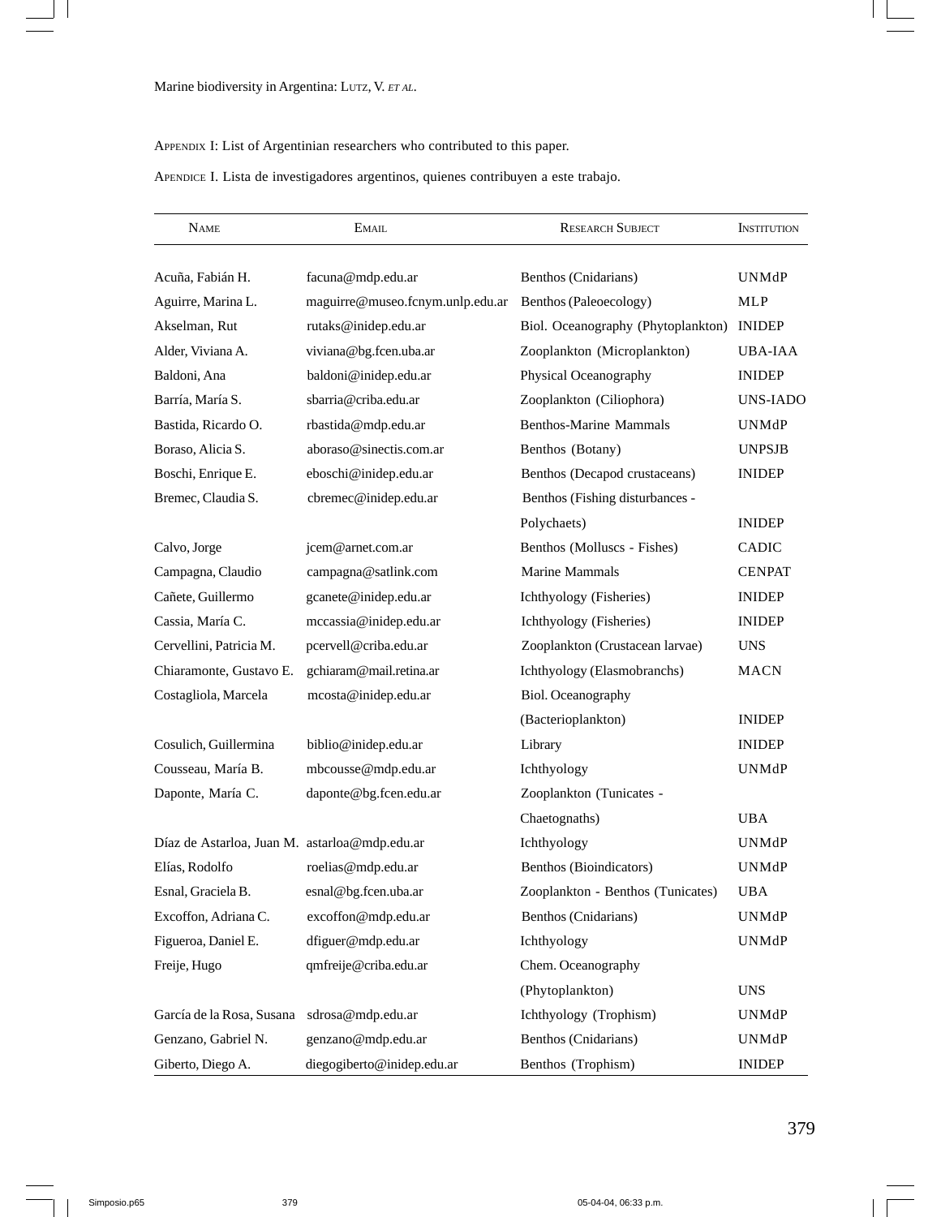Appendix I: List of Argentinian researchers who contributed to this paper.

Apendice I. Lista de investigadores argentinos, quienes contribuyen a este trabajo.

| Name | Email | Research Subject | Institution |
|---|---|---|---|
| Acuña, Fabián H. | facuna@mdp.edu.ar | Benthos (Cnidarians) | UNMdP |
| Aguirre, Marina L. | maguirre@museo.fcnym.unlp.edu.ar | Benthos (Paleoecology) | MLP |
| Akselman, Rut | rutaks@inidep.edu.ar | Biol. Oceanography (Phytoplankton) | INIDEP |
| Alder, Viviana A. | viviana@bg.fcen.uba.ar | Zooplankton (Microplankton) | UBA-IAA |
| Baldoni, Ana | baldoni@inidep.edu.ar | Physical Oceanography | INIDEP |
| Barría, María S. | sbarria@criba.edu.ar | Zooplankton (Ciliophora) | UNS-IADO |
| Bastida, Ricardo O. | rbastida@mdp.edu.ar | Benthos-Marine Mammals | UNMdP |
| Boraso, Alicia S. | aboraso@sinectis.com.ar | Benthos (Botany) | UNPSJB |
| Boschi, Enrique E. | eboschi@inidep.edu.ar | Benthos (Decapod crustaceans) | INIDEP |
| Bremec, Claudia S. | cbremec@inidep.edu.ar | Benthos (Fishing disturbances - Polychaets) | INIDEP |
| Calvo, Jorge | jcem@arnet.com.ar | Benthos (Molluscs - Fishes) | CADIC |
| Campagna, Claudio | campagna@satlink.com | Marine Mammals | CENPAT |
| Cañete, Guillermo | gcanete@inidep.edu.ar | Ichthyology (Fisheries) | INIDEP |
| Cassia, María C. | mccassia@inidep.edu.ar | Ichthyology (Fisheries) | INIDEP |
| Cervellini, Patricia M. | pcervell@criba.edu.ar | Zooplankton (Crustacean larvae) | UNS |
| Chiaramonte, Gustavo E. | gchiaram@mail.retina.ar | Ichthyology (Elasmobranchs) | MACN |
| Costagliola, Marcela | mcosta@inidep.edu.ar | Biol. Oceanography (Bacterioplankton) | INIDEP |
| Cosulich, Guillermina | biblio@inidep.edu.ar | Library | INIDEP |
| Cousseau, María B. | mbcousse@mdp.edu.ar | Ichthyology | UNMdP |
| Daponte, María C. | daponte@bg.fcen.edu.ar | Zooplankton (Tunicates - Chaetognaths) | UBA |
| Díaz de Astarloa, Juan M. | astarloa@mdp.edu.ar | Ichthyology | UNMdP |
| Elías, Rodolfo | roelias@mdp.edu.ar | Benthos (Bioindicators) | UNMdP |
| Esnal, Graciela B. | esnal@bg.fcen.uba.ar | Zooplankton - Benthos (Tunicates) | UBA |
| Excoffon, Adriana C. | excoffon@mdp.edu.ar | Benthos (Cnidarians) | UNMdP |
| Figueroa, Daniel E. | dfiguer@mdp.edu.ar | Ichthyology | UNMdP |
| Freije, Hugo | qmfreije@criba.edu.ar | Chem. Oceanography (Phytoplankton) | UNS |
| García de la Rosa, Susana | sdrosa@mdp.edu.ar | Ichthyology (Trophism) | UNMdP |
| Genzano, Gabriel N. | genzano@mdp.edu.ar | Benthos (Cnidarians) | UNMdP |
| Giberto, Diego A. | diegogiberto@inidep.edu.ar | Benthos (Trophism) | INIDEP |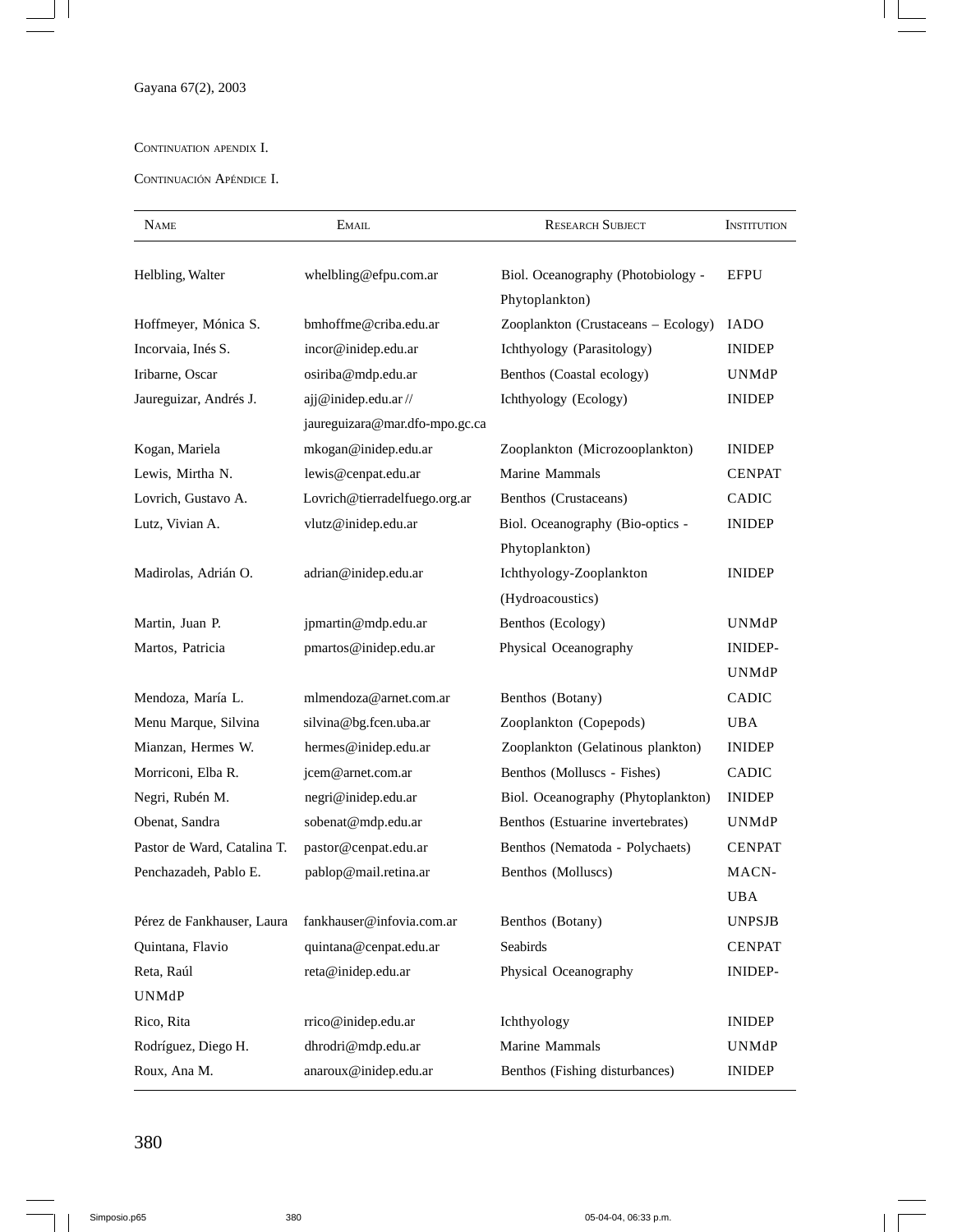Continuation apendix I.

Continuación Apéndice I.

| Name | Email | Research Subject | Institution |
|---|---|---|---|
| Helbling, Walter | whelbling@efpu.com.ar | Biol. Oceanography (Photobiology - Phytoplankton) | EFPU |
| Hoffmeyer, Mónica S. | bmhoffme@criba.edu.ar | Zooplankton (Crustaceans – Ecology) | IADO |
| Incorvaia, Inés S. | incor@inidep.edu.ar | Ichthyology (Parasitology) | INIDEP |
| Iribarne, Oscar | osiriba@mdp.edu.ar | Benthos (Coastal ecology) | UNMdP |
| Jaureguizar, Andrés J. | ajj@inidep.edu.ar // jaureguizara@mar.dfo-mpo.gc.ca | Ichthyology (Ecology) | INIDEP |
| Kogan, Mariela | mkogan@inidep.edu.ar | Zooplankton (Microzooplankton) | INIDEP |
| Lewis, Mirtha N. | lewis@cenpat.edu.ar | Marine Mammals | CENPAT |
| Lovrich, Gustavo A. | Lovrich@tierradelfuego.org.ar | Benthos (Crustaceans) | CADIC |
| Lutz, Vivian A. | vlutz@inidep.edu.ar | Biol. Oceanography (Bio-optics - Phytoplankton) | INIDEP |
| Madirolas, Adrián O. | adrian@inidep.edu.ar | Ichthyology-Zooplankton (Hydroacoustics) | INIDEP |
| Martin, Juan P. | jpmartin@mdp.edu.ar | Benthos (Ecology) | UNMdP |
| Martos, Patricia | pmartos@inidep.edu.ar | Physical Oceanography | INIDEP-UNMdP |
| Mendoza, María L. | mlmendoza@arnet.com.ar | Benthos (Botany) | CADIC |
| Menu Marque, Silvina | silvina@bg.fcen.uba.ar | Zooplankton (Copepods) | UBA |
| Mianzan, Hermes W. | hermes@inidep.edu.ar | Zooplankton (Gelatinous plankton) | INIDEP |
| Morriconi, Elba R. | jcem@arnet.com.ar | Benthos (Molluscs - Fishes) | CADIC |
| Negri, Rubén M. | negri@inidep.edu.ar | Biol. Oceanography (Phytoplankton) | INIDEP |
| Obenat, Sandra | sobenat@mdp.edu.ar | Benthos (Estuarine invertebrates) | UNMdP |
| Pastor de Ward, Catalina T. | pastor@cenpat.edu.ar | Benthos (Nematoda - Polychaets) | CENPAT |
| Penchazadeh, Pablo E. | pablop@mail.retina.ar | Benthos (Molluscs) | MACN-UBA |
| Pérez de Fankhauser, Laura | fankhauser@infovia.com.ar | Benthos (Botany) | UNPSJB |
| Quintana, Flavio | quintana@cenpat.edu.ar | Seabirds | CENPAT |
| Reta, Raúl | reta@inidep.edu.ar | Physical Oceanography | INIDEP-UNMdP |
| Rico, Rita | rrico@inidep.edu.ar | Ichthyology | INIDEP |
| Rodríguez, Diego H. | dhrodri@mdp.edu.ar | Marine Mammals | UNMdP |
| Roux, Ana M. | anaroux@inidep.edu.ar | Benthos (Fishing disturbances) | INIDEP |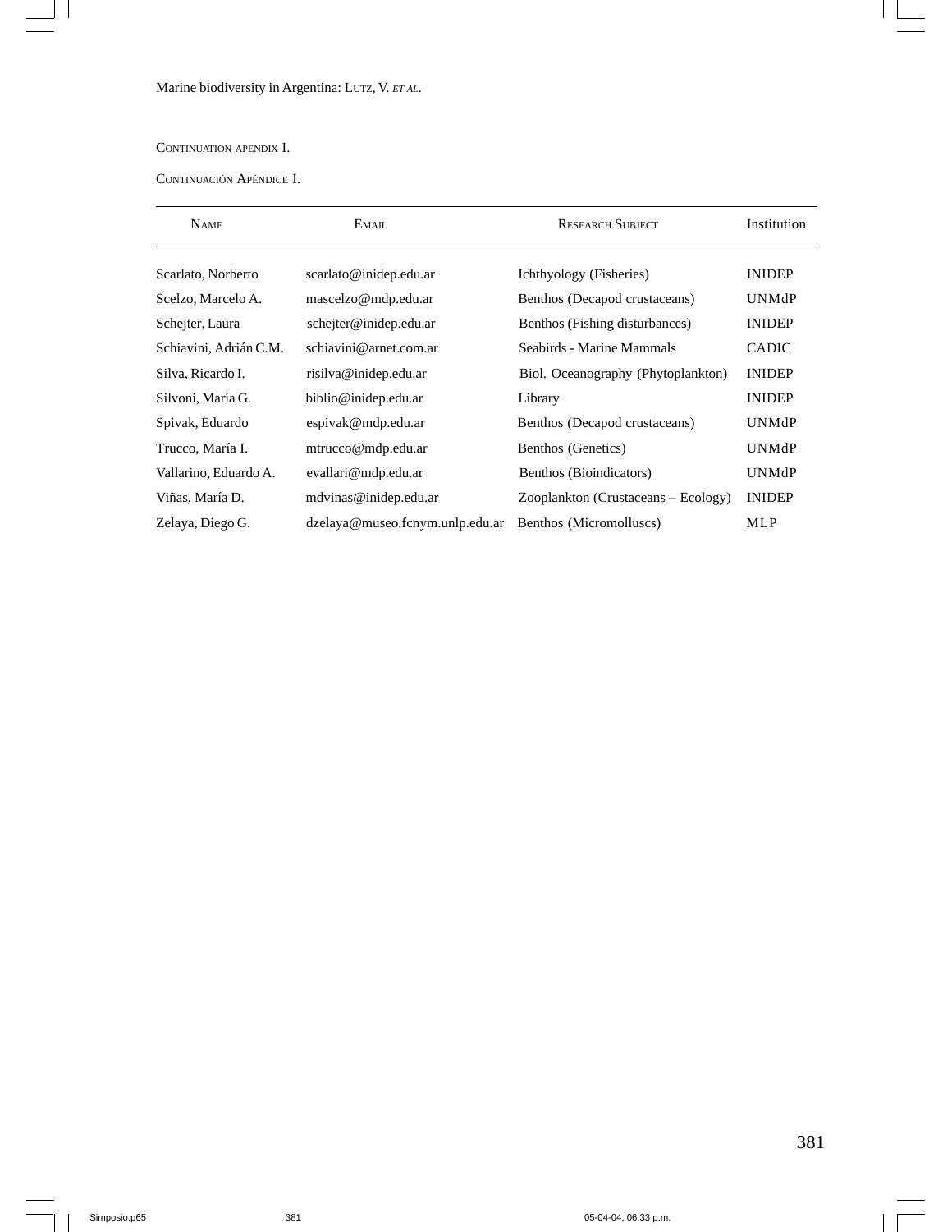Continuation apendix I.

Continuación Apéndice I.

| Name | Email | Research Subject | Institution |
|---|---|---|---|
| Scarlato, Norberto | scarlato@inidep.edu.ar | Ichthyology (Fisheries) | INIDEP |
| Scelzo, Marcelo A. | mascelzo@mdp.edu.ar | Benthos (Decapod crustaceans) | UNMdP |
| Schejter, Laura | schejter@inidep.edu.ar | Benthos (Fishing disturbances) | INIDEP |
| Schiavini, Adrián C.M. | schiavini@arnet.com.ar | Seabirds - Marine Mammals | CADIC |
| Silva, Ricardo I. | risilva@inidep.edu.ar | Biol. Oceanography (Phytoplankton) | INIDEP |
| Silvoni, María G. | biblio@inidep.edu.ar | Library | INIDEP |
| Spivak, Eduardo | espivak@mdp.edu.ar | Benthos (Decapod crustaceans) | UNMdP |
| Trucco, María I. | mtrucco@mdp.edu.ar | Benthos (Genetics) | UNMdP |
| Vallarino, Eduardo A. | evallari@mdp.edu.ar | Benthos (Bioindicators) | UNMdP |
| Viñas, María D. | mdvinas@inidep.edu.ar | Zooplankton (Crustaceans – Ecology) | INIDEP |
| Zelaya, Diego G. | dzelaya@museo.fcnym.unlp.edu.ar | Benthos (Micromolluscs) | MLP |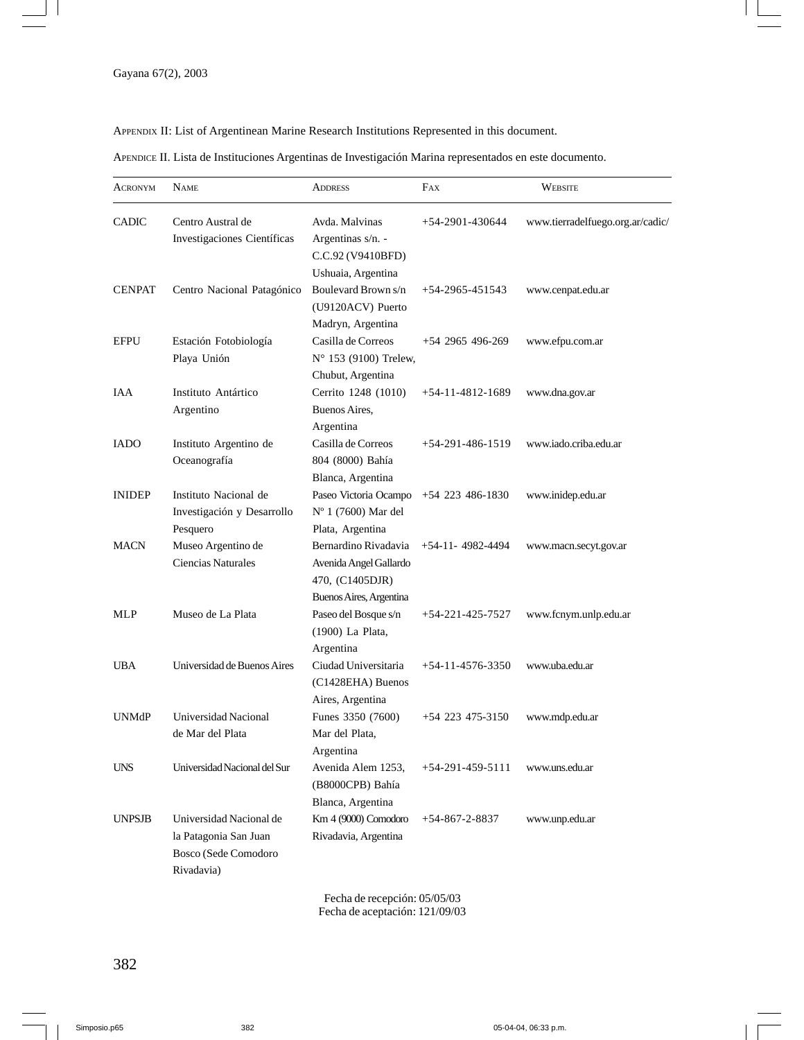APPENDIX II: List of Argentinean Marine Research Institutions Represented in this document.

APENDICE II. Lista de Instituciones Argentinas de Investigación Marina representados en este documento.

| ACRONYM | NAME | ADDRESS | FAX | WEBSITE |
|---|---|---|---|---|
| CADIC | Centro Austral de Investigaciones Científicas | Avda. Malvinas Argentinas s/n. - C.C.92 (V9410BFD) Ushuaia, Argentina | +54-2901-430644 | www.tierradelfuego.org.ar/cadic/ |
| CENPAT | Centro Nacional Patagónico | Boulevard Brown s/n (U9120ACV) Puerto Madryn, Argentina | +54-2965-451543 | www.cenpat.edu.ar |
| EFPU | Estación Fotobiología Playa Unión | Casilla de Correos N° 153 (9100) Trelew, Chubut, Argentina | +54 2965 496-269 | www.efpu.com.ar |
| IAA | Instituto Antártico Argentino | Cerrito 1248 (1010) Buenos Aires, Argentina | +54-11-4812-1689 | www.dna.gov.ar |
| IADO | Instituto Argentino de Oceanografía | Casilla de Correos 804 (8000) Bahía Blanca, Argentina | +54-291-486-1519 | www.iado.criba.edu.ar |
| INIDEP | Instituto Nacional de Investigación y Desarrollo Pesquero | Paseo Victoria Ocampo Nº 1 (7600) Mar del Plata, Argentina | +54 223 486-1830 | www.inidep.edu.ar |
| MACN | Museo Argentino de Ciencias Naturales | Bernardino Rivadavia Avenida Angel Gallardo 470, (C1405DJR) Buenos Aires, Argentina | +54-11- 4982-4494 | www.macn.secyt.gov.ar |
| MLP | Museo de La Plata | Paseo del Bosque s/n (1900) La Plata, Argentina | +54-221-425-7527 | www.fcnym.unlp.edu.ar |
| UBA | Universidad de Buenos Aires | Ciudad Universitaria (C1428EHA) Buenos Aires, Argentina | +54-11-4576-3350 | www.uba.edu.ar |
| UNMdP | Universidad Nacional de Mar del Plata | Funes 3350 (7600) Mar del Plata, Argentina | +54 223 475-3150 | www.mdp.edu.ar |
| UNS | Universidad Nacional del Sur | Avenida Alem 1253, (B8000CPB) Bahía Blanca, Argentina | +54-291-459-5111 | www.uns.edu.ar |
| UNPSJB | Universidad Nacional de la Patagonia San Juan Bosco (Sede Comodoro Rivadavia) | Km 4 (9000) Comodoro Rivadavia, Argentina | +54-867-2-8837 | www.unp.edu.ar |

Fecha de recepción: 05/05/03
Fecha de aceptación: 121/09/03